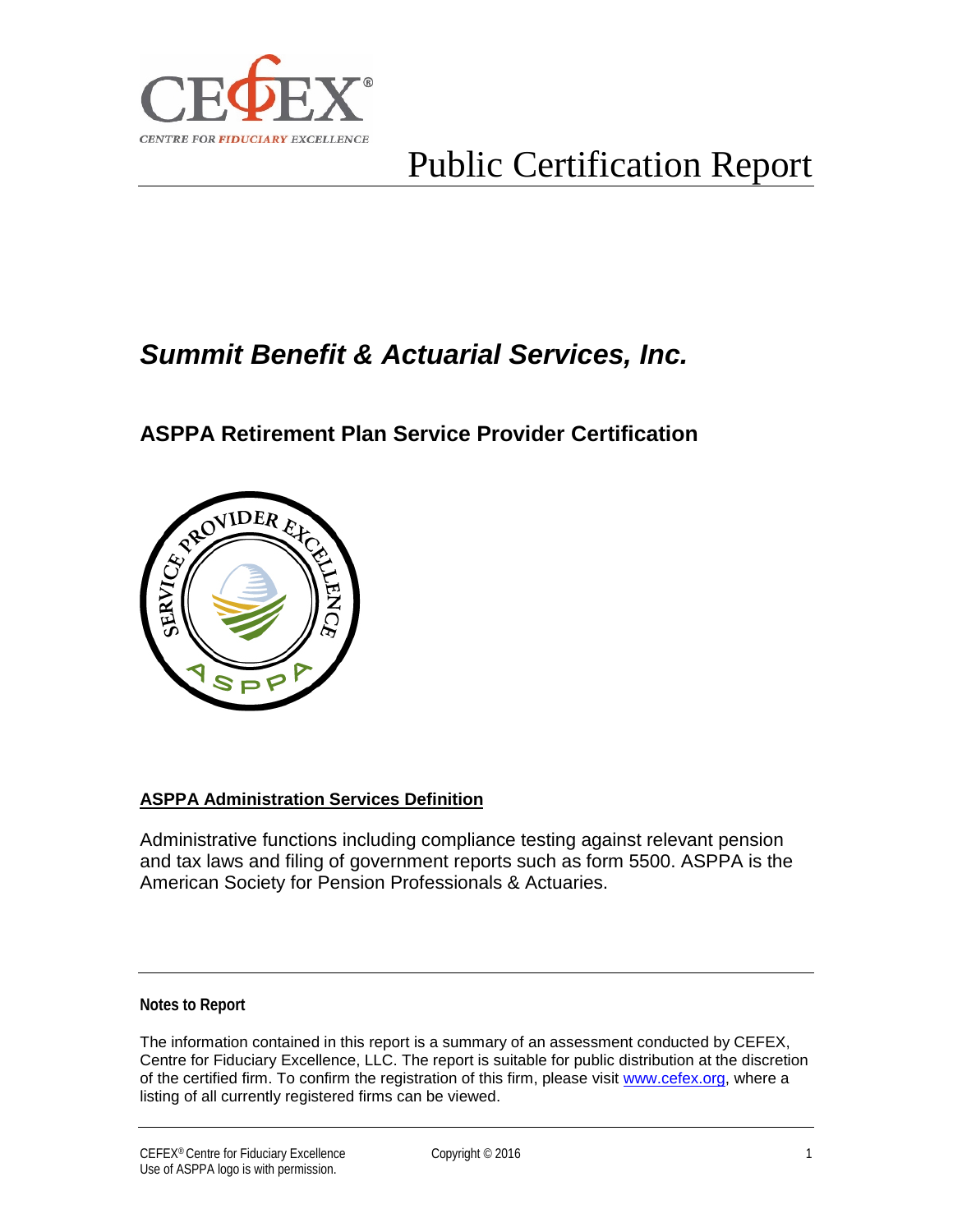# Public Certification Report

## *Summit Benefit & Actuarial Services, Inc.*

### ASPPA Retirement Plan Service Provider Certification

**ASPPA Administration Services Definition**

Administrative functions including compliance testing against relevant pension and tax laws and filing of government reports such as form 5500. ASPPA is the American Society for Pension Professionals & Actuaries.

---

**Notes to Report**

The information contained in this report is a summary of an assessment conducted by CEFEX, Centre for Fiduciary Excellence, LLC. The report is suitable for public distribution at the discretion of the certified firm. To confirm the registration of this firm, please visit www.cefex.org, where a listing of all currently registered firms can be viewed.

---

CEFEX® Centre for Fiduciary Excellence
Use of ASPPA logo is with permission.

Copyright © 2016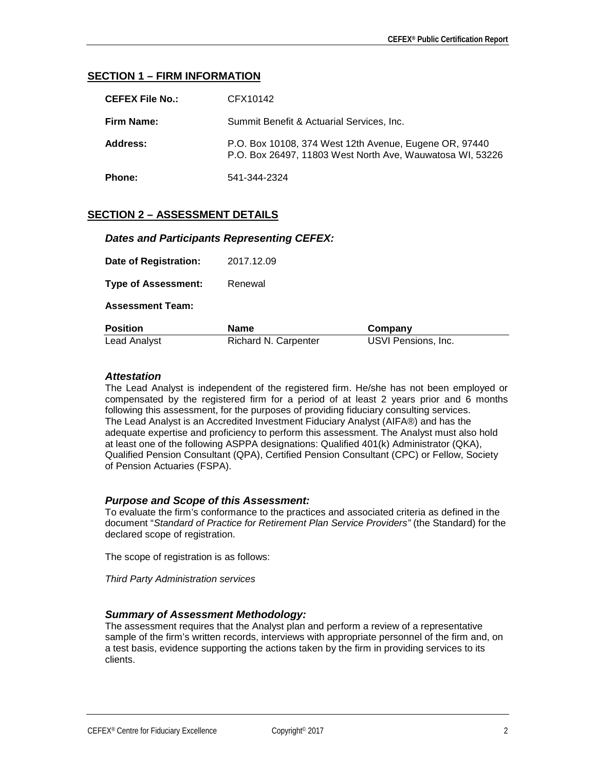## SECTION 1 – FIRM INFORMATION

| | |
|---|---|
| **CEFEX File No.:** | CFX10142 |
| **Firm Name:** | Summit Benefit & Actuarial Services, Inc. |
| **Address:** | P.O. Box 10108, 374 West 12th Avenue, Eugene OR, 97440<br>P.O. Box 26497, 11803 West North Ave, Wauwatosa WI, 53226 |
| **Phone:** | 541-344-2324 |

## SECTION 2 – ASSESSMENT DETAILS

### *Dates and Participants Representing CEFEX:*

**Date of Registration:** 2017.12.09

**Type of Assessment:** Renewal

**Assessment Team:**

| Position | Name | Company |
|---|---|---|
| Lead Analyst | Richard N. Carpenter | USVI Pensions, Inc. |

### *Attestation*

The Lead Analyst is independent of the registered firm. He/she has not been employed or compensated by the registered firm for a period of at least 2 years prior and 6 months following this assessment, for the purposes of providing fiduciary consulting services. The Lead Analyst is an Accredited Investment Fiduciary Analyst (AIFA®) and has the adequate expertise and proficiency to perform this assessment. The Analyst must also hold at least one of the following ASPPA designations: Qualified 401(k) Administrator (QKA), Qualified Pension Consultant (QPA), Certified Pension Consultant (CPC) or Fellow, Society of Pension Actuaries (FSPA).

### *Purpose and Scope of this Assessment:*

To evaluate the firm's conformance to the practices and associated criteria as defined in the document "*Standard of Practice for Retirement Plan Service Providers"* (the Standard) for the declared scope of registration.

The scope of registration is as follows:

*Third Party Administration services*

### *Summary of Assessment Methodology:*

The assessment requires that the Analyst plan and perform a review of a representative sample of the firm's written records, interviews with appropriate personnel of the firm and, on a test basis, evidence supporting the actions taken by the firm in providing services to its clients.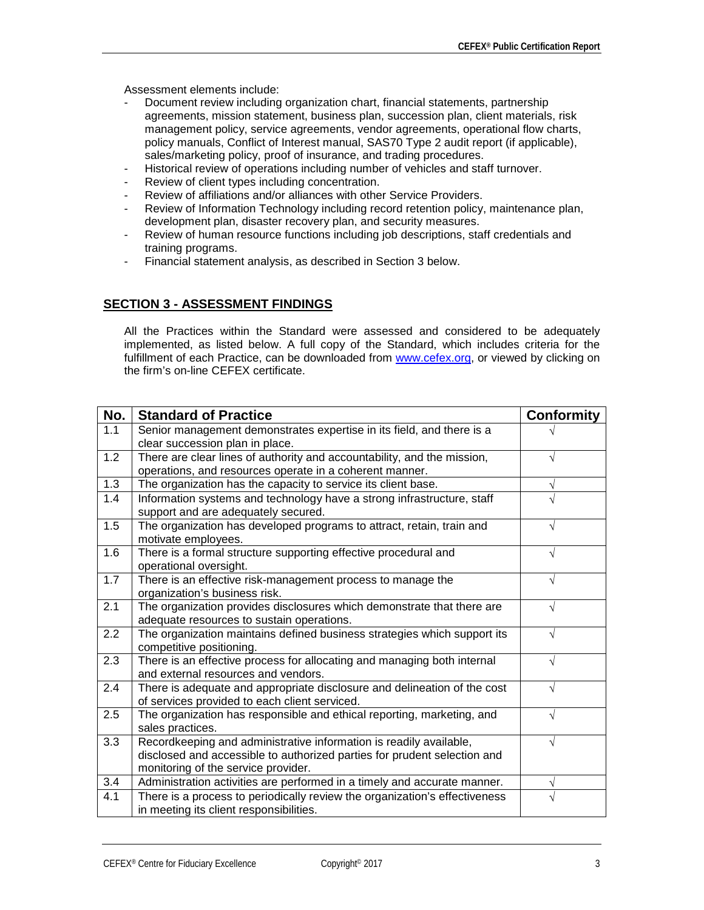Assessment elements include:

- Document review including organization chart, financial statements, partnership agreements, mission statement, business plan, succession plan, client materials, risk management policy, service agreements, vendor agreements, operational flow charts, policy manuals, Conflict of Interest manual, SAS70 Type 2 audit report (if applicable), sales/marketing policy, proof of insurance, and trading procedures.
- Historical review of operations including number of vehicles and staff turnover.
- Review of client types including concentration.
- Review of affiliations and/or alliances with other Service Providers.
- Review of Information Technology including record retention policy, maintenance plan, development plan, disaster recovery plan, and security measures.
- Review of human resource functions including job descriptions, staff credentials and training programs.
- Financial statement analysis, as described in Section 3 below.

## SECTION 3 - ASSESSMENT FINDINGS

All the Practices within the Standard were assessed and considered to be adequately implemented, as listed below. A full copy of the Standard, which includes criteria for the fulfillment of each Practice, can be downloaded from www.cefex.org, or viewed by clicking on the firm's on-line CEFEX certificate.

| No. | Standard of Practice | Conformity |
|---|---|---|
| 1.1 | Senior management demonstrates expertise in its field, and there is a clear succession plan in place. | √ |
| 1.2 | There are clear lines of authority and accountability, and the mission, operations, and resources operate in a coherent manner. | √ |
| 1.3 | The organization has the capacity to service its client base. | √ |
| 1.4 | Information systems and technology have a strong infrastructure, staff support and are adequately secured. | √ |
| 1.5 | The organization has developed programs to attract, retain, train and motivate employees. | √ |
| 1.6 | There is a formal structure supporting effective procedural and operational oversight. | √ |
| 1.7 | There is an effective risk-management process to manage the organization's business risk. | √ |
| 2.1 | The organization provides disclosures which demonstrate that there are adequate resources to sustain operations. | √ |
| 2.2 | The organization maintains defined business strategies which support its competitive positioning. | √ |
| 2.3 | There is an effective process for allocating and managing both internal and external resources and vendors. | √ |
| 2.4 | There is adequate and appropriate disclosure and delineation of the cost of services provided to each client serviced. | √ |
| 2.5 | The organization has responsible and ethical reporting, marketing, and sales practices. | √ |
| 3.3 | Recordkeeping and administrative information is readily available, disclosed and accessible to authorized parties for prudent selection and monitoring of the service provider. | √ |
| 3.4 | Administration activities are performed in a timely and accurate manner. | √ |
| 4.1 | There is a process to periodically review the organization's effectiveness in meeting its client responsibilities. | √ |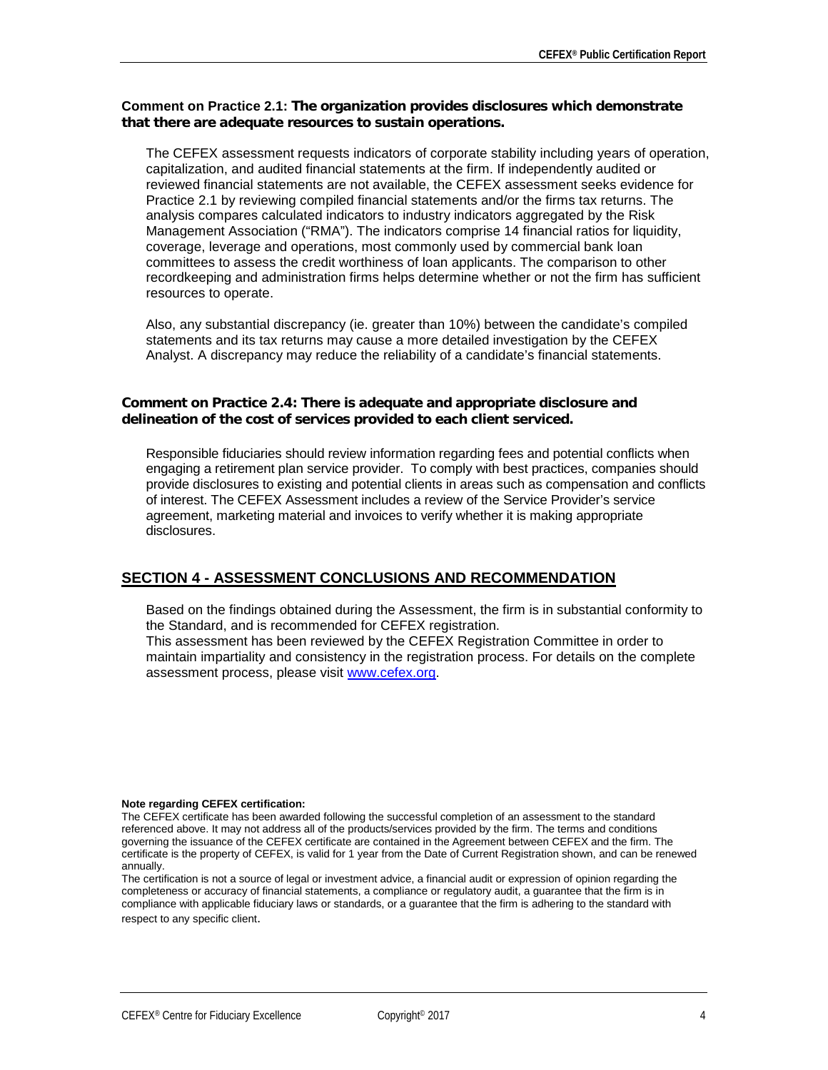**Comment on Practice 2.1: The organization provides disclosures which demonstrate that there are adequate resources to sustain operations.**

The CEFEX assessment requests indicators of corporate stability including years of operation, capitalization, and audited financial statements at the firm. If independently audited or reviewed financial statements are not available, the CEFEX assessment seeks evidence for Practice 2.1 by reviewing compiled financial statements and/or the firms tax returns. The analysis compares calculated indicators to industry indicators aggregated by the Risk Management Association ("RMA"). The indicators comprise 14 financial ratios for liquidity, coverage, leverage and operations, most commonly used by commercial bank loan committees to assess the credit worthiness of loan applicants. The comparison to other recordkeeping and administration firms helps determine whether or not the firm has sufficient resources to operate.

Also, any substantial discrepancy (ie. greater than 10%) between the candidate's compiled statements and its tax returns may cause a more detailed investigation by the CEFEX Analyst. A discrepancy may reduce the reliability of a candidate's financial statements.

**Comment on Practice 2.4: There is adequate and appropriate disclosure and delineation of the cost of services provided to each client serviced.**

Responsible fiduciaries should review information regarding fees and potential conflicts when engaging a retirement plan service provider. To comply with best practices, companies should provide disclosures to existing and potential clients in areas such as compensation and conflicts of interest. The CEFEX Assessment includes a review of the Service Provider's service agreement, marketing material and invoices to verify whether it is making appropriate disclosures.

## SECTION 4 - ASSESSMENT CONCLUSIONS AND RECOMMENDATION

Based on the findings obtained during the Assessment, the firm is in substantial conformity to the Standard, and is recommended for CEFEX registration.
This assessment has been reviewed by the CEFEX Registration Committee in order to maintain impartiality and consistency in the registration process. For details on the complete assessment process, please visit www.cefex.org.

**Note regarding CEFEX certification:**
The CEFEX certificate has been awarded following the successful completion of an assessment to the standard referenced above. It may not address all of the products/services provided by the firm. The terms and conditions governing the issuance of the CEFEX certificate are contained in the Agreement between CEFEX and the firm. The certificate is the property of CEFEX, is valid for 1 year from the Date of Current Registration shown, and can be renewed annually.
The certification is not a source of legal or investment advice, a financial audit or expression of opinion regarding the completeness or accuracy of financial statements, a compliance or regulatory audit, a guarantee that the firm is in compliance with applicable fiduciary laws or standards, or a guarantee that the firm is adhering to the standard with respect to any specific client.